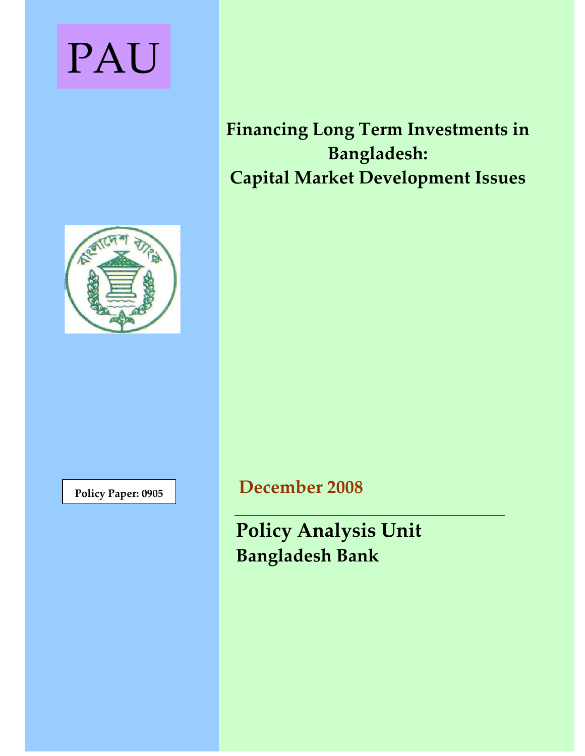PAU

# Financing Long Term Investments in Bangladesh: Capital Market Development Issues

**Policy Paper: 0905**

**December 2008**

## Policy Analysis Unit

### Bangladesh Bank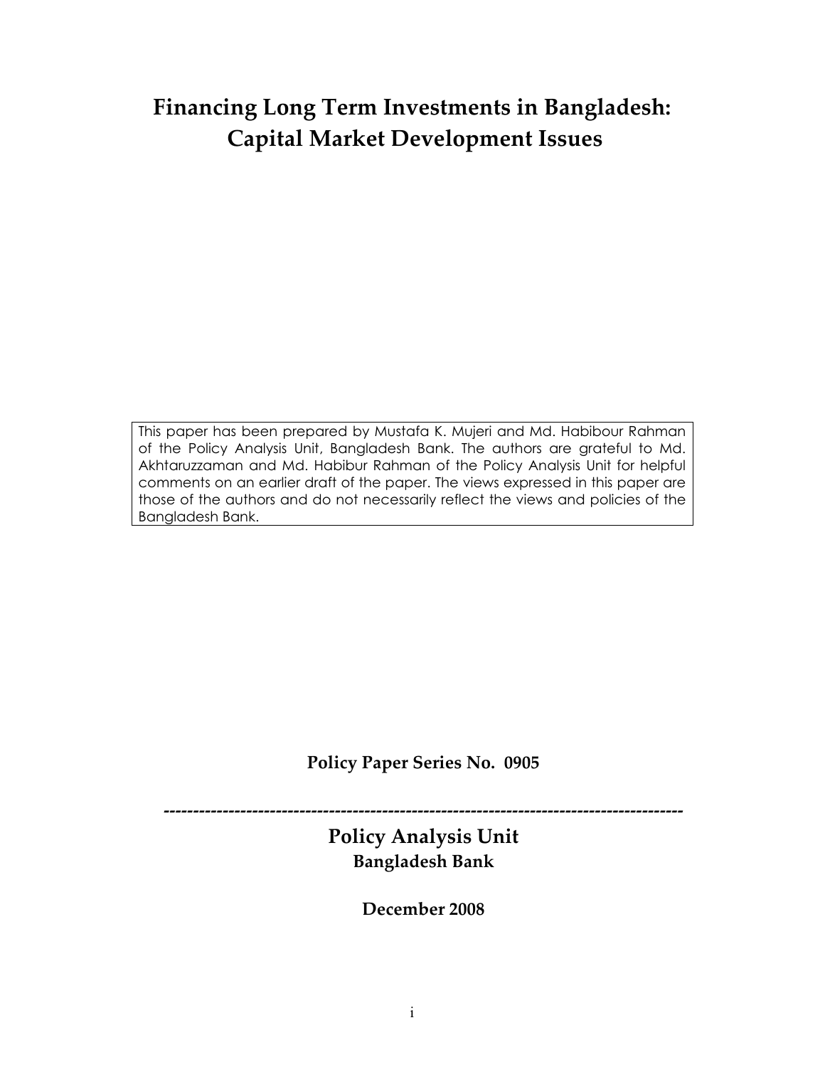# Financing Long Term Investments in Bangladesh: Capital Market Development Issues

This paper has been prepared by Mustafa K. Mujeri and Md. Habibour Rahman of the Policy Analysis Unit, Bangladesh Bank. The authors are grateful to Md. Akhtaruzzaman and Md. Habibur Rahman of the Policy Analysis Unit for helpful comments on an earlier draft of the paper. The views expressed in this paper are those of the authors and do not necessarily reflect the views and policies of the Bangladesh Bank.

**Policy Paper Series No. 0905**

---

**Policy Analysis Unit**
**Bangladesh Bank**

**December 2008**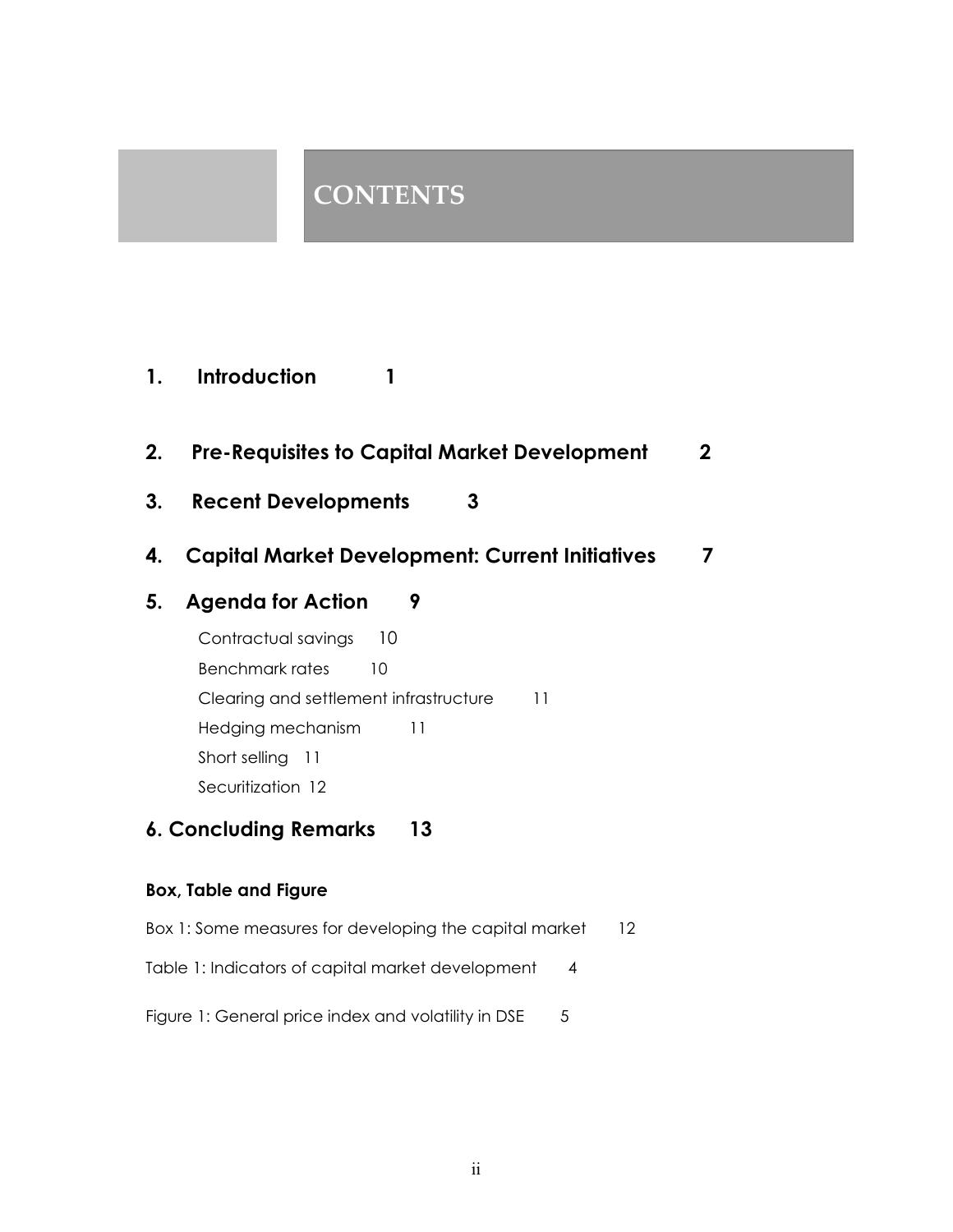# CONTENTS

**1. Introduction 1**

**2. Pre-Requisites to Capital Market Development 2**

**3. Recent Developments 3**

**4. Capital Market Development: Current Initiatives 7**

**5. Agenda for Action 9**

- Contractual savings 10
- Benchmark rates 10
- Clearing and settlement infrastructure 11
- Hedging mechanism 11
- Short selling 11
- Securitization 12

**6. Concluding Remarks 13**

**Box, Table and Figure**

Box 1: Some measures for developing the capital market 12

Table 1: Indicators of capital market development 4

Figure 1: General price index and volatility in DSE 5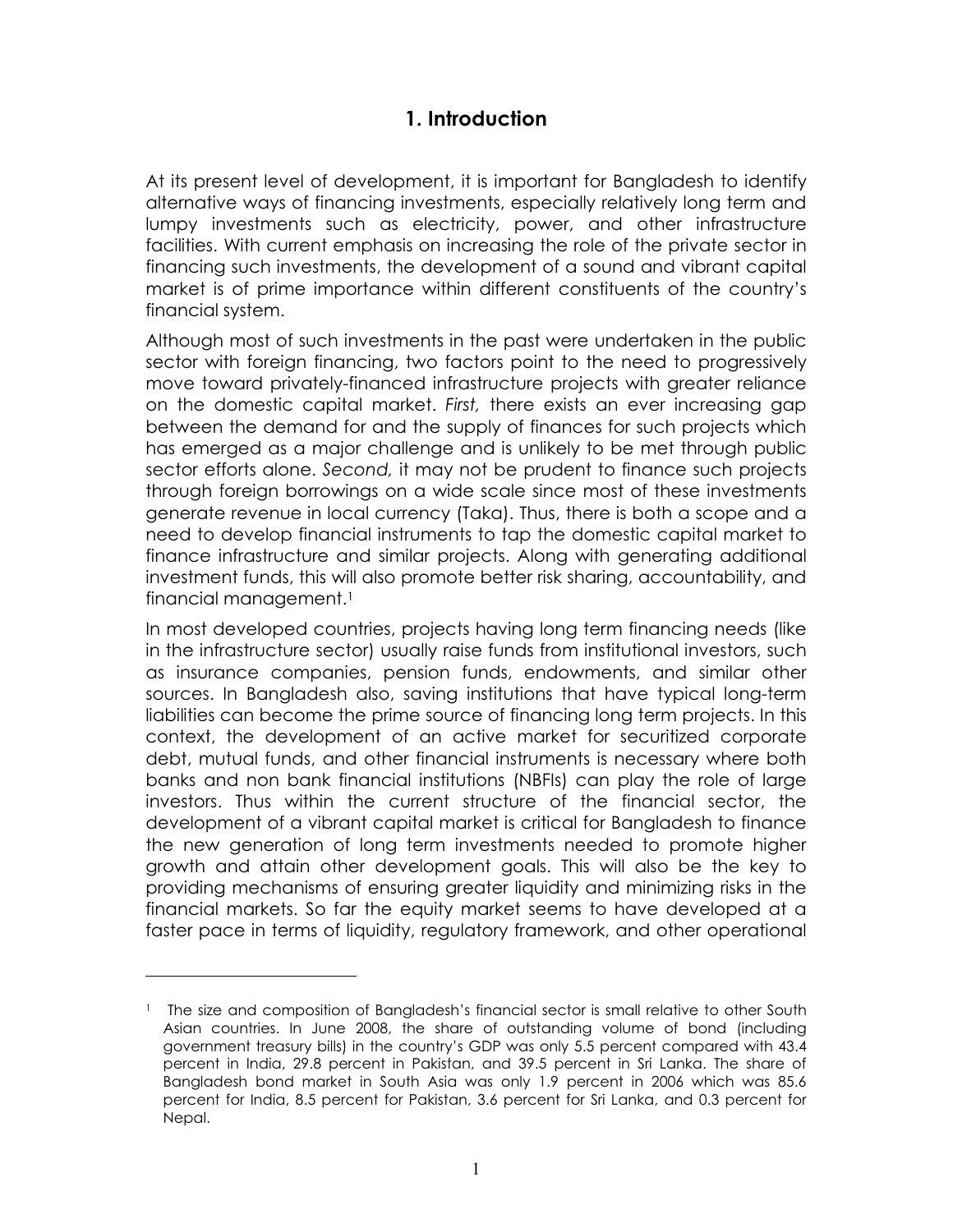# 1. Introduction

At its present level of development, it is important for Bangladesh to identify alternative ways of financing investments, especially relatively long term and lumpy investments such as electricity, power, and other infrastructure facilities. With current emphasis on increasing the role of the private sector in financing such investments, the development of a sound and vibrant capital market is of prime importance within different constituents of the country's financial system.

Although most of such investments in the past were undertaken in the public sector with foreign financing, two factors point to the need to progressively move toward privately-financed infrastructure projects with greater reliance on the domestic capital market. *First,* there exists an ever increasing gap between the demand for and the supply of finances for such projects which has emerged as a major challenge and is unlikely to be met through public sector efforts alone. *Second,* it may not be prudent to finance such projects through foreign borrowings on a wide scale since most of these investments generate revenue in local currency (Taka). Thus, there is both a scope and a need to develop financial instruments to tap the domestic capital market to finance infrastructure and similar projects. Along with generating additional investment funds, this will also promote better risk sharing, accountability, and financial management.[1]

In most developed countries, projects having long term financing needs (like in the infrastructure sector) usually raise funds from institutional investors, such as insurance companies, pension funds, endowments, and similar other sources. In Bangladesh also, saving institutions that have typical long-term liabilities can become the prime source of financing long term projects. In this context, the development of an active market for securitized corporate debt, mutual funds, and other financial instruments is necessary where both banks and non bank financial institutions (NBFIs) can play the role of large investors. Thus within the current structure of the financial sector, the development of a vibrant capital market is critical for Bangladesh to finance the new generation of long term investments needed to promote higher growth and attain other development goals. This will also be the key to providing mechanisms of ensuring greater liquidity and minimizing risks in the financial markets. So far the equity market seems to have developed at a faster pace in terms of liquidity, regulatory framework, and other operational

---

[1] The size and composition of Bangladesh's financial sector is small relative to other South Asian countries. In June 2008, the share of outstanding volume of bond (including government treasury bills) in the country's GDP was only 5.5 percent compared with 43.4 percent in India, 29.8 percent in Pakistan, and 39.5 percent in Sri Lanka. The share of Bangladesh bond market in South Asia was only 1.9 percent in 2006 which was 85.6 percent for India, 8.5 percent for Pakistan, 3.6 percent for Sri Lanka, and 0.3 percent for Nepal.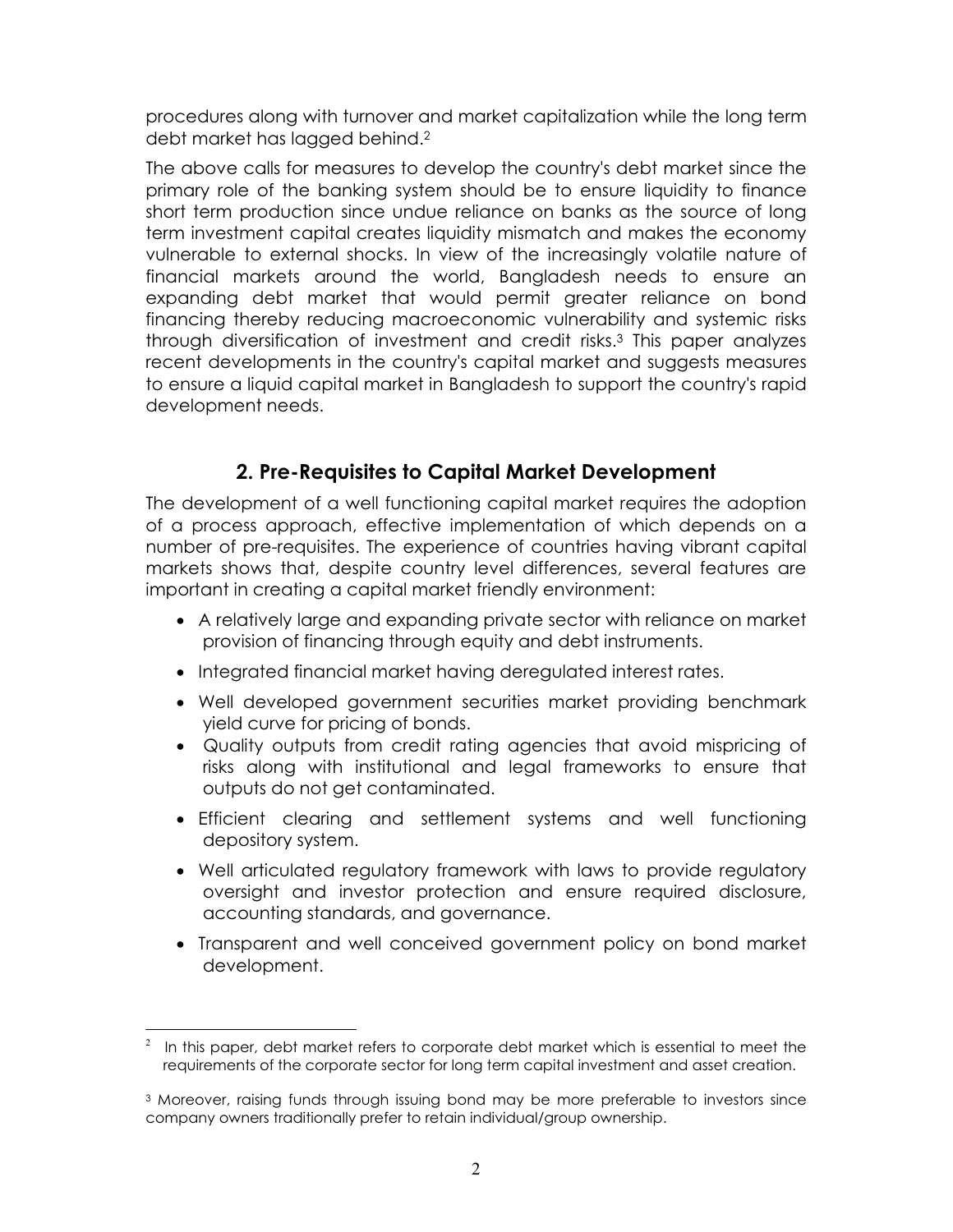procedures along with turnover and market capitalization while the long term debt market has lagged behind.[2]

The above calls for measures to develop the country's debt market since the primary role of the banking system should be to ensure liquidity to finance short term production since undue reliance on banks as the source of long term investment capital creates liquidity mismatch and makes the economy vulnerable to external shocks. In view of the increasingly volatile nature of financial markets around the world, Bangladesh needs to ensure an expanding debt market that would permit greater reliance on bond financing thereby reducing macroeconomic vulnerability and systemic risks through diversification of investment and credit risks.[3] This paper analyzes recent developments in the country's capital market and suggests measures to ensure a liquid capital market in Bangladesh to support the country's rapid development needs.

## 2. Pre-Requisites to Capital Market Development

The development of a well functioning capital market requires the adoption of a process approach, effective implementation of which depends on a number of pre-requisites. The experience of countries having vibrant capital markets shows that, despite country level differences, several features are important in creating a capital market friendly environment:

- A relatively large and expanding private sector with reliance on market provision of financing through equity and debt instruments.
- Integrated financial market having deregulated interest rates.
- Well developed government securities market providing benchmark yield curve for pricing of bonds.
- Quality outputs from credit rating agencies that avoid mispricing of risks along with institutional and legal frameworks to ensure that outputs do not get contaminated.
- Efficient clearing and settlement systems and well functioning depository system.
- Well articulated regulatory framework with laws to provide regulatory oversight and investor protection and ensure required disclosure, accounting standards, and governance.
- Transparent and well conceived government policy on bond market development.

---

[2] In this paper, debt market refers to corporate debt market which is essential to meet the requirements of the corporate sector for long term capital investment and asset creation.

[3] Moreover, raising funds through issuing bond may be more preferable to investors since company owners traditionally prefer to retain individual/group ownership.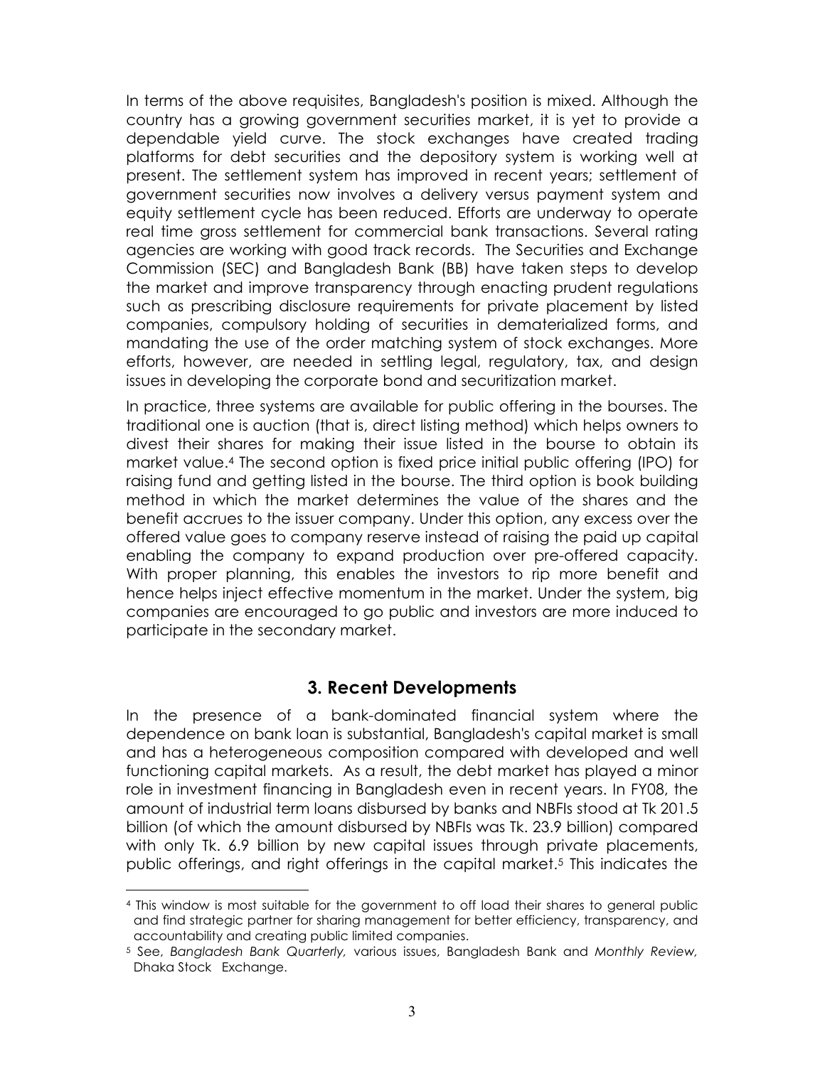In terms of the above requisites, Bangladesh's position is mixed. Although the country has a growing government securities market, it is yet to provide a dependable yield curve. The stock exchanges have created trading platforms for debt securities and the depository system is working well at present. The settlement system has improved in recent years; settlement of government securities now involves a delivery versus payment system and equity settlement cycle has been reduced. Efforts are underway to operate real time gross settlement for commercial bank transactions. Several rating agencies are working with good track records. The Securities and Exchange Commission (SEC) and Bangladesh Bank (BB) have taken steps to develop the market and improve transparency through enacting prudent regulations such as prescribing disclosure requirements for private placement by listed companies, compulsory holding of securities in dematerialized forms, and mandating the use of the order matching system of stock exchanges. More efforts, however, are needed in settling legal, regulatory, tax, and design issues in developing the corporate bond and securitization market.

In practice, three systems are available for public offering in the bourses. The traditional one is auction (that is, direct listing method) which helps owners to divest their shares for making their issue listed in the bourse to obtain its market value.[4] The second option is fixed price initial public offering (IPO) for raising fund and getting listed in the bourse. The third option is book building method in which the market determines the value of the shares and the benefit accrues to the issuer company. Under this option, any excess over the offered value goes to company reserve instead of raising the paid up capital enabling the company to expand production over pre-offered capacity. With proper planning, this enables the investors to rip more benefit and hence helps inject effective momentum in the market. Under the system, big companies are encouraged to go public and investors are more induced to participate in the secondary market.

## 3. Recent Developments

In the presence of a bank-dominated financial system where the dependence on bank loan is substantial, Bangladesh's capital market is small and has a heterogeneous composition compared with developed and well functioning capital markets. As a result, the debt market has played a minor role in investment financing in Bangladesh even in recent years. In FY08, the amount of industrial term loans disbursed by banks and NBFIs stood at Tk 201.5 billion (of which the amount disbursed by NBFIs was Tk. 23.9 billion) compared with only Tk. 6.9 billion by new capital issues through private placements, public offerings, and right offerings in the capital market.[5] This indicates the

---

[4] This window is most suitable for the government to off load their shares to general public and find strategic partner for sharing management for better efficiency, transparency, and accountability and creating public limited companies.

[5] See, *Bangladesh Bank Quarterly,* various issues, Bangladesh Bank and *Monthly Review,* Dhaka Stock Exchange.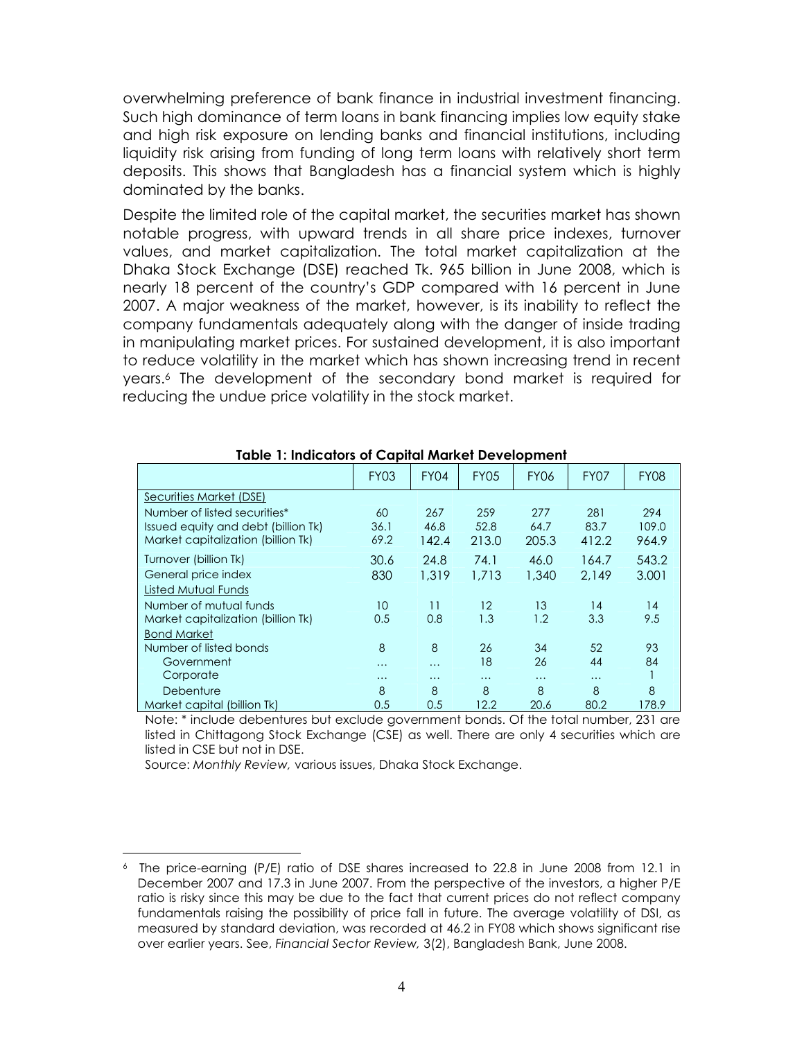overwhelming preference of bank finance in industrial investment financing. Such high dominance of term loans in bank financing implies low equity stake and high risk exposure on lending banks and financial institutions, including liquidity risk arising from funding of long term loans with relatively short term deposits. This shows that Bangladesh has a financial system which is highly dominated by the banks.

Despite the limited role of the capital market, the securities market has shown notable progress, with upward trends in all share price indexes, turnover values, and market capitalization. The total market capitalization at the Dhaka Stock Exchange (DSE) reached Tk. 965 billion in June 2008, which is nearly 18 percent of the country's GDP compared with 16 percent in June 2007. A major weakness of the market, however, is its inability to reflect the company fundamentals adequately along with the danger of inside trading in manipulating market prices. For sustained development, it is also important to reduce volatility in the market which has shown increasing trend in recent years.[6] The development of the secondary bond market is required for reducing the undue price volatility in the stock market.

**Table 1: Indicators of Capital Market Development**

| | FY03 | FY04 | FY05 | FY06 | FY07 | FY08 |
|---|---|---|---|---|---|---|
| Securities Market (DSE) | | | | | | |
| Number of listed securities* | 60 | 267 | 259 | 277 | 281 | 294 |
| Issued equity and debt (billion Tk) | 36.1 | 46.8 | 52.8 | 64.7 | 83.7 | 109.0 |
| Market capitalization (billion Tk) | 69.2 | 142.4 | 213.0 | 205.3 | 412.2 | 964.9 |
| Turnover (billion Tk) | 30.6 | 24.8 | 74.1 | 46.0 | 164.7 | 543.2 |
| General price index | 830 | 1,319 | 1,713 | 1,340 | 2,149 | 3.001 |
| Listed Mutual Funds | | | | | | |
| Number of mutual funds | 10 | 11 | 12 | 13 | 14 | 14 |
| Market capitalization (billion Tk) | 0.5 | 0.8 | 1.3 | 1.2 | 3.3 | 9.5 |
| Bond Market | | | | | | |
| Number of listed bonds | 8 | 8 | 26 | 34 | 52 | 93 |
| Government | … | … | 18 | 26 | 44 | 84 |
| Corporate | … | … | … | … | … | 1 |
| Debenture | 8 | 8 | 8 | 8 | 8 | 8 |
| Market capital (billion Tk) | 0.5 | 0.5 | 12.2 | 20.6 | 80.2 | 178.9 |

Note: * include debentures but exclude government bonds. Of the total number, 231 are listed in Chittagong Stock Exchange (CSE) as well. There are only 4 securities which are listed in CSE but not in DSE.

Source: *Monthly Review,* various issues, Dhaka Stock Exchange.

[6] The price-earning (P/E) ratio of DSE shares increased to 22.8 in June 2008 from 12.1 in December 2007 and 17.3 in June 2007. From the perspective of the investors, a higher P/E ratio is risky since this may be due to the fact that current prices do not reflect company fundamentals raising the possibility of price fall in future. The average volatility of DSI, as measured by standard deviation, was recorded at 46.2 in FY08 which shows significant rise over earlier years. See, *Financial Sector Review,* 3(2), Bangladesh Bank, June 2008.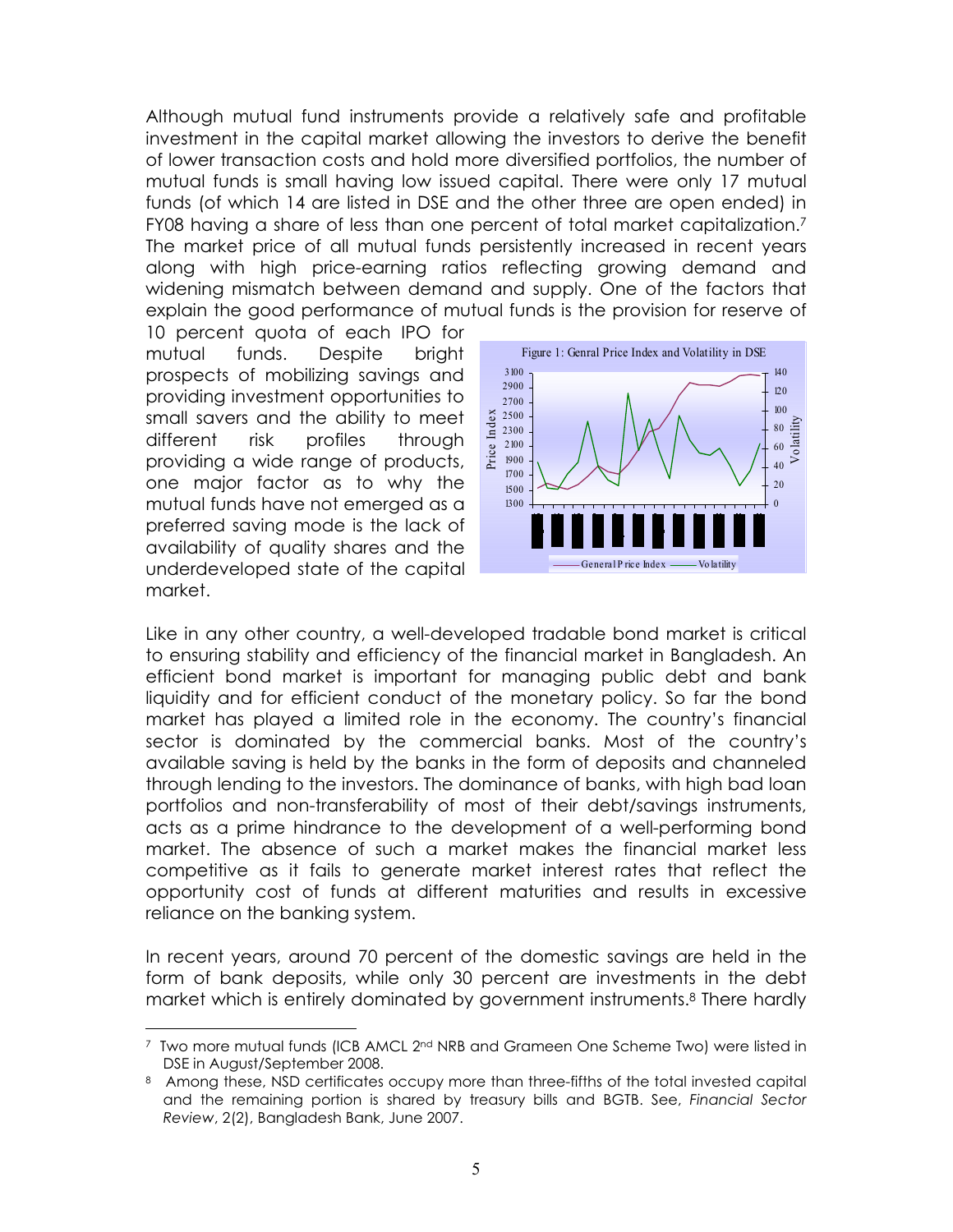Although mutual fund instruments provide a relatively safe and profitable investment in the capital market allowing the investors to derive the benefit of lower transaction costs and hold more diversified portfolios, the number of mutual funds is small having low issued capital. There were only 17 mutual funds (of which 14 are listed in DSE and the other three are open ended) in FY08 having a share of less than one percent of total market capitalization.[7] The market price of all mutual funds persistently increased in recent years along with high price-earning ratios reflecting growing demand and widening mismatch between demand and supply. One of the factors that explain the good performance of mutual funds is the provision for reserve of 10 percent quota of each IPO for mutual funds. Despite bright prospects of mobilizing savings and providing investment opportunities to small savers and the ability to meet different risk profiles through providing a wide range of products, one major factor as to why the mutual funds have not emerged as a preferred saving mode is the lack of availability of quality shares and the underdeveloped state of the capital market.

Figure 1: Genral Price Index and Volatility in DSE

Like in any other country, a well-developed tradable bond market is critical to ensuring stability and efficiency of the financial market in Bangladesh. An efficient bond market is important for managing public debt and bank liquidity and for efficient conduct of the monetary policy. So far the bond market has played a limited role in the economy. The country's financial sector is dominated by the commercial banks. Most of the country's available saving is held by the banks in the form of deposits and channeled through lending to the investors. The dominance of banks, with high bad loan portfolios and non-transferability of most of their debt/savings instruments, acts as a prime hindrance to the development of a well-performing bond market. The absence of such a market makes the financial market less competitive as it fails to generate market interest rates that reflect the opportunity cost of funds at different maturities and results in excessive reliance on the banking system.

In recent years, around 70 percent of the domestic savings are held in the form of bank deposits, while only 30 percent are investments in the debt market which is entirely dominated by government instruments.[8] There hardly

---

[7] Two more mutual funds (ICB AMCL 2nd NRB and Grameen One Scheme Two) were listed in DSE in August/September 2008.

[8] Among these, NSD certificates occupy more than three-fifths of the total invested capital and the remaining portion is shared by treasury bills and BGTB. See, *Financial Sector Review*, 2(2), Bangladesh Bank, June 2007.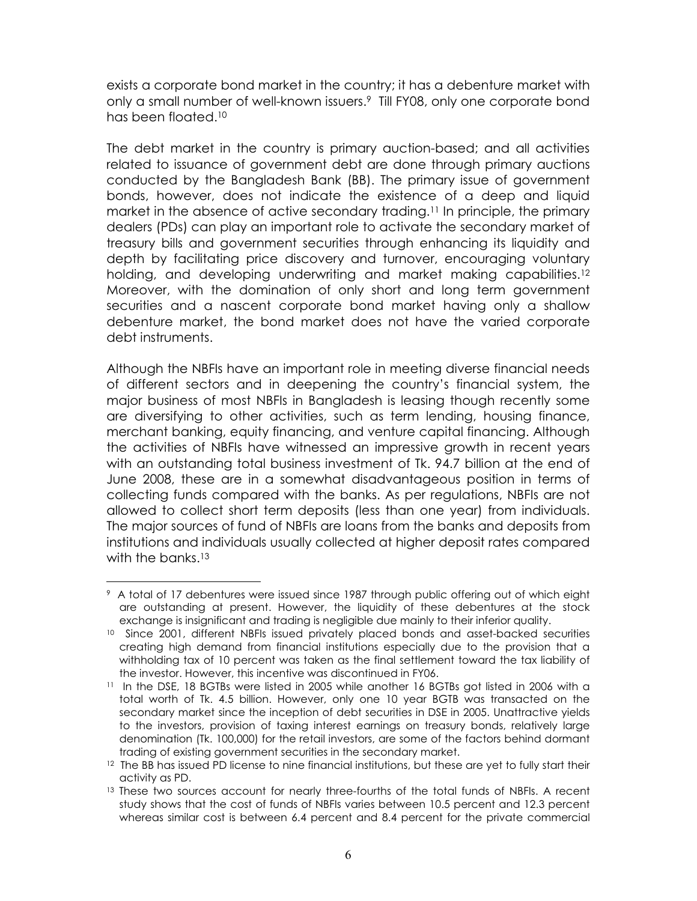exists a corporate bond market in the country; it has a debenture market with only a small number of well-known issuers.[9] Till FY08, only one corporate bond has been floated.[10]

The debt market in the country is primary auction-based; and all activities related to issuance of government debt are done through primary auctions conducted by the Bangladesh Bank (BB). The primary issue of government bonds, however, does not indicate the existence of a deep and liquid market in the absence of active secondary trading.[11] In principle, the primary dealers (PDs) can play an important role to activate the secondary market of treasury bills and government securities through enhancing its liquidity and depth by facilitating price discovery and turnover, encouraging voluntary holding, and developing underwriting and market making capabilities.[12] Moreover, with the domination of only short and long term government securities and a nascent corporate bond market having only a shallow debenture market, the bond market does not have the varied corporate debt instruments.

Although the NBFIs have an important role in meeting diverse financial needs of different sectors and in deepening the country's financial system, the major business of most NBFIs in Bangladesh is leasing though recently some are diversifying to other activities, such as term lending, housing finance, merchant banking, equity financing, and venture capital financing. Although the activities of NBFIs have witnessed an impressive growth in recent years with an outstanding total business investment of Tk. 94.7 billion at the end of June 2008, these are in a somewhat disadvantageous position in terms of collecting funds compared with the banks. As per regulations, NBFIs are not allowed to collect short term deposits (less than one year) from individuals. The major sources of fund of NBFIs are loans from the banks and deposits from institutions and individuals usually collected at higher deposit rates compared with the banks.[13]

---

[9] A total of 17 debentures were issued since 1987 through public offering out of which eight are outstanding at present. However, the liquidity of these debentures at the stock exchange is insignificant and trading is negligible due mainly to their inferior quality.

[10] Since 2001, different NBFIs issued privately placed bonds and asset-backed securities creating high demand from financial institutions especially due to the provision that a withholding tax of 10 percent was taken as the final settlement toward the tax liability of the investor. However, this incentive was discontinued in FY06.

[11] In the DSE, 18 BGTBs were listed in 2005 while another 16 BGTBs got listed in 2006 with a total worth of Tk. 4.5 billion. However, only one 10 year BGTB was transacted on the secondary market since the inception of debt securities in DSE in 2005. Unattractive yields to the investors, provision of taxing interest earnings on treasury bonds, relatively large denomination (Tk. 100,000) for the retail investors, are some of the factors behind dormant trading of existing government securities in the secondary market.

[12] The BB has issued PD license to nine financial institutions, but these are yet to fully start their activity as PD.

[13] These two sources account for nearly three-fourths of the total funds of NBFIs. A recent study shows that the cost of funds of NBFIs varies between 10.5 percent and 12.3 percent whereas similar cost is between 6.4 percent and 8.4 percent for the private commercial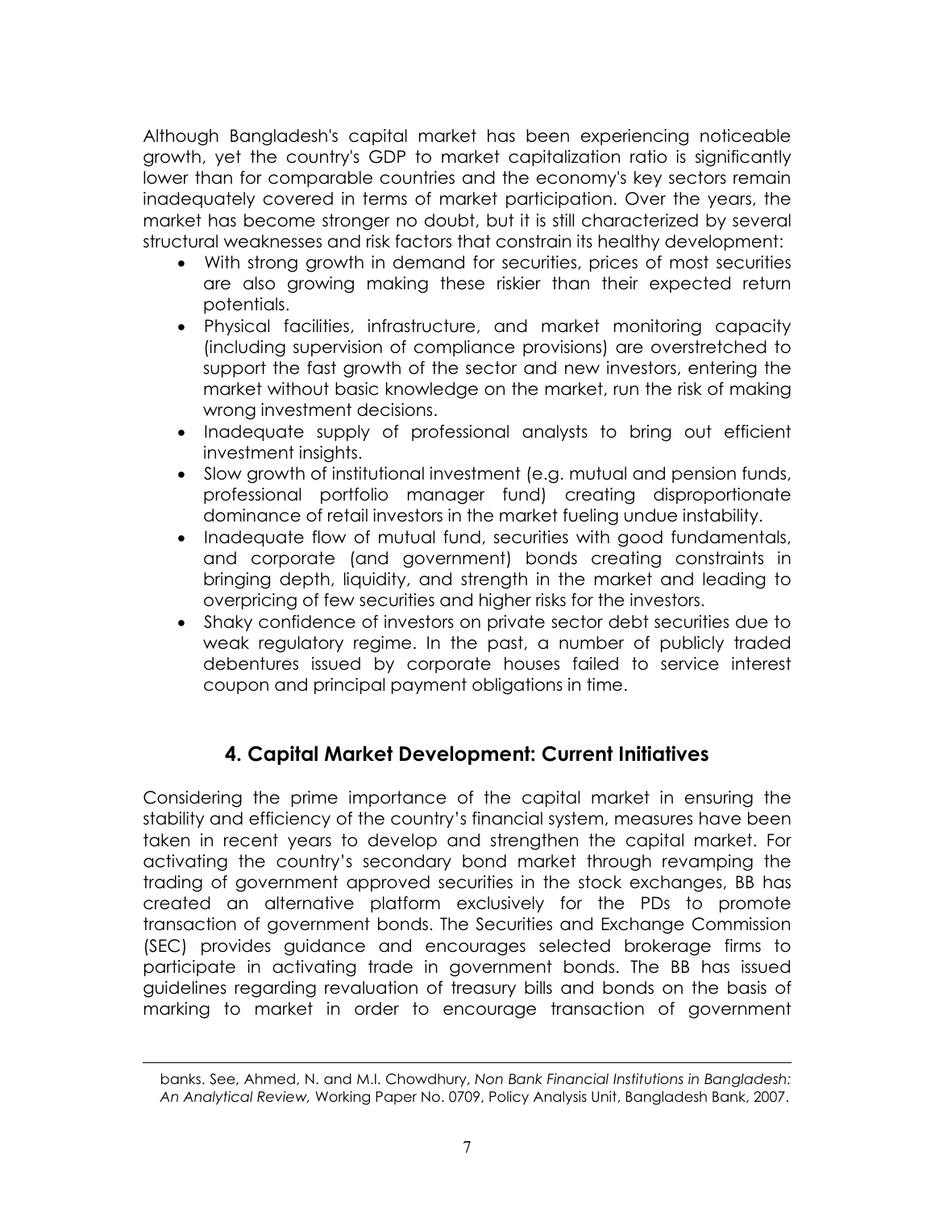Although Bangladesh's capital market has been experiencing noticeable growth, yet the country's GDP to market capitalization ratio is significantly lower than for comparable countries and the economy's key sectors remain inadequately covered in terms of market participation. Over the years, the market has become stronger no doubt, but it is still characterized by several structural weaknesses and risk factors that constrain its healthy development:

- With strong growth in demand for securities, prices of most securities are also growing making these riskier than their expected return potentials.
- Physical facilities, infrastructure, and market monitoring capacity (including supervision of compliance provisions) are overstretched to support the fast growth of the sector and new investors, entering the market without basic knowledge on the market, run the risk of making wrong investment decisions.
- Inadequate supply of professional analysts to bring out efficient investment insights.
- Slow growth of institutional investment (e.g. mutual and pension funds, professional portfolio manager fund) creating disproportionate dominance of retail investors in the market fueling undue instability.
- Inadequate flow of mutual fund, securities with good fundamentals, and corporate (and government) bonds creating constraints in bringing depth, liquidity, and strength in the market and leading to overpricing of few securities and higher risks for the investors.
- Shaky confidence of investors on private sector debt securities due to weak regulatory regime. In the past, a number of publicly traded debentures issued by corporate houses failed to service interest coupon and principal payment obligations in time.

## 4. Capital Market Development: Current Initiatives

Considering the prime importance of the capital market in ensuring the stability and efficiency of the country's financial system, measures have been taken in recent years to develop and strengthen the capital market. For activating the country's secondary bond market through revamping the trading of government approved securities in the stock exchanges, BB has created an alternative platform exclusively for the PDs to promote transaction of government bonds. The Securities and Exchange Commission (SEC) provides guidance and encourages selected brokerage firms to participate in activating trade in government bonds. The BB has issued guidelines regarding revaluation of treasury bills and bonds on the basis of marking to market in order to encourage transaction of government

---

banks. See, Ahmed, N. and M.I. Chowdhury, *Non Bank Financial Institutions in Bangladesh: An Analytical Review,* Working Paper No. 0709, Policy Analysis Unit, Bangladesh Bank, 2007.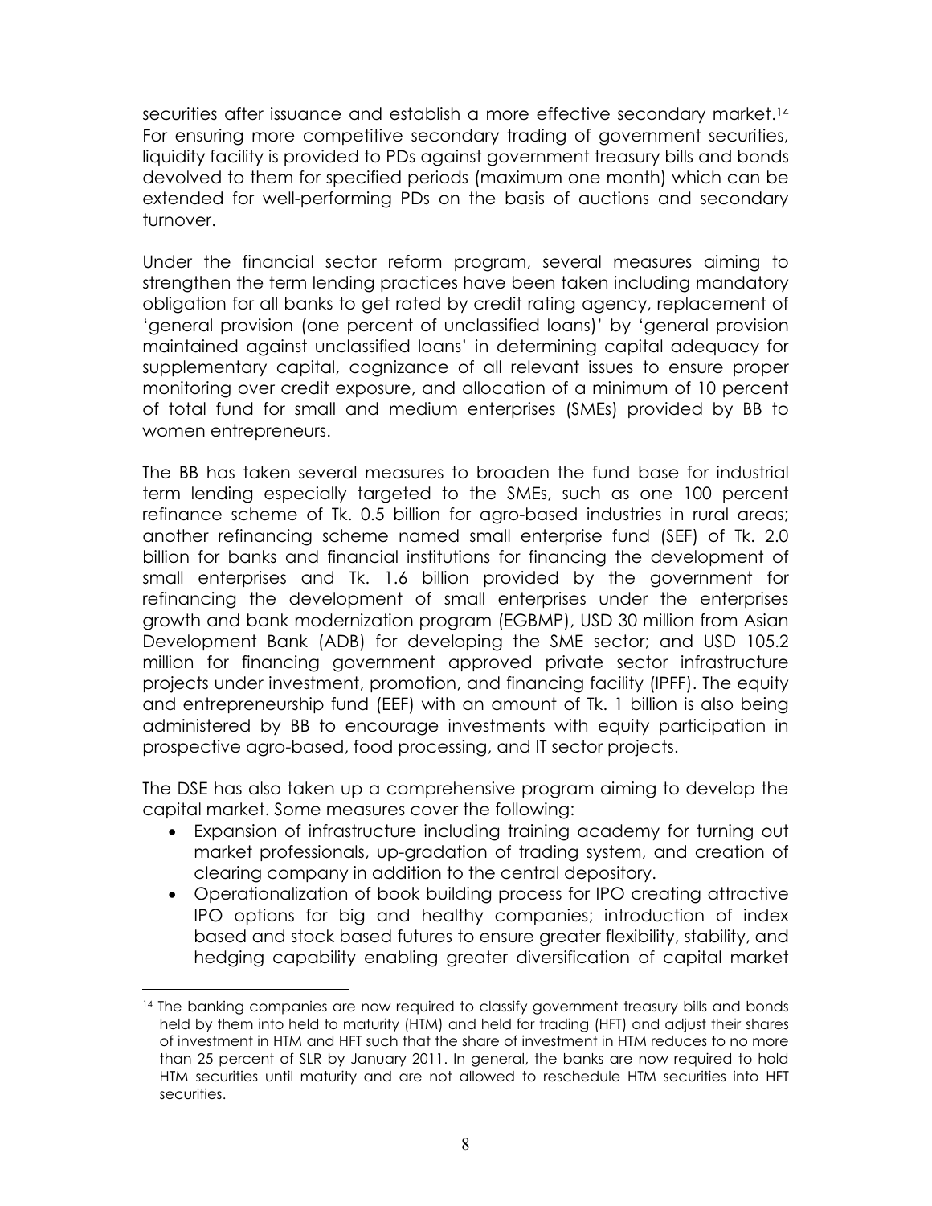securities after issuance and establish a more effective secondary market.[14] For ensuring more competitive secondary trading of government securities, liquidity facility is provided to PDs against government treasury bills and bonds devolved to them for specified periods (maximum one month) which can be extended for well-performing PDs on the basis of auctions and secondary turnover.

Under the financial sector reform program, several measures aiming to strengthen the term lending practices have been taken including mandatory obligation for all banks to get rated by credit rating agency, replacement of 'general provision (one percent of unclassified loans)' by 'general provision maintained against unclassified loans' in determining capital adequacy for supplementary capital, cognizance of all relevant issues to ensure proper monitoring over credit exposure, and allocation of a minimum of 10 percent of total fund for small and medium enterprises (SMEs) provided by BB to women entrepreneurs.

The BB has taken several measures to broaden the fund base for industrial term lending especially targeted to the SMEs, such as one 100 percent refinance scheme of Tk. 0.5 billion for agro-based industries in rural areas; another refinancing scheme named small enterprise fund (SEF) of Tk. 2.0 billion for banks and financial institutions for financing the development of small enterprises and Tk. 1.6 billion provided by the government for refinancing the development of small enterprises under the enterprises growth and bank modernization program (EGBMP), USD 30 million from Asian Development Bank (ADB) for developing the SME sector; and USD 105.2 million for financing government approved private sector infrastructure projects under investment, promotion, and financing facility (IPFF). The equity and entrepreneurship fund (EEF) with an amount of Tk. 1 billion is also being administered by BB to encourage investments with equity participation in prospective agro-based, food processing, and IT sector projects.

The DSE has also taken up a comprehensive program aiming to develop the capital market. Some measures cover the following:

- Expansion of infrastructure including training academy for turning out market professionals, up-gradation of trading system, and creation of clearing company in addition to the central depository.
- Operationalization of book building process for IPO creating attractive IPO options for big and healthy companies; introduction of index based and stock based futures to ensure greater flexibility, stability, and hedging capability enabling greater diversification of capital market

[14] The banking companies are now required to classify government treasury bills and bonds held by them into held to maturity (HTM) and held for trading (HFT) and adjust their shares of investment in HTM and HFT such that the share of investment in HTM reduces to no more than 25 percent of SLR by January 2011. In general, the banks are now required to hold HTM securities until maturity and are not allowed to reschedule HTM securities into HFT securities.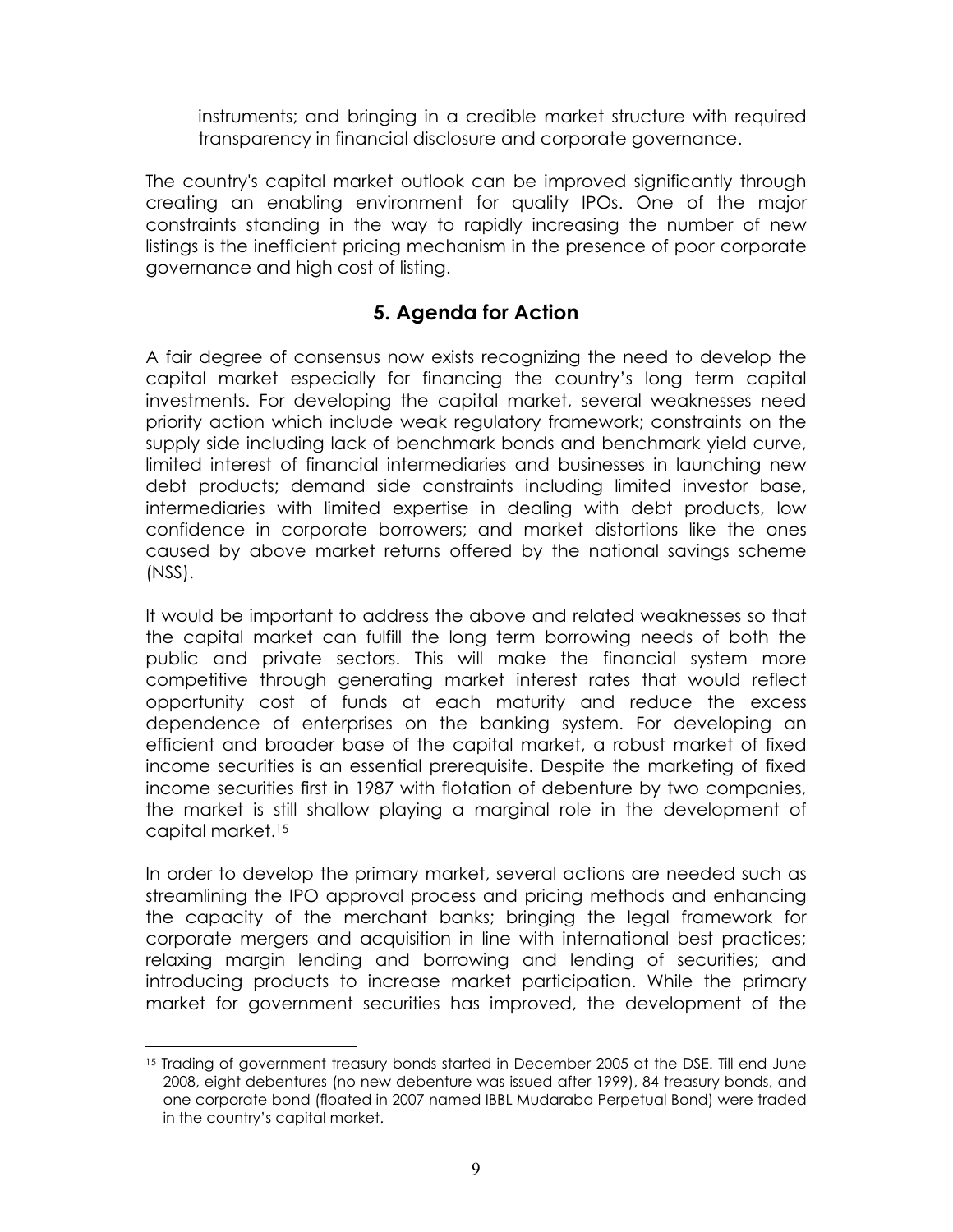instruments; and bringing in a credible market structure with required transparency in financial disclosure and corporate governance.

The country's capital market outlook can be improved significantly through creating an enabling environment for quality IPOs. One of the major constraints standing in the way to rapidly increasing the number of new listings is the inefficient pricing mechanism in the presence of poor corporate governance and high cost of listing.

## 5. Agenda for Action

A fair degree of consensus now exists recognizing the need to develop the capital market especially for financing the country's long term capital investments. For developing the capital market, several weaknesses need priority action which include weak regulatory framework; constraints on the supply side including lack of benchmark bonds and benchmark yield curve, limited interest of financial intermediaries and businesses in launching new debt products; demand side constraints including limited investor base, intermediaries with limited expertise in dealing with debt products, low confidence in corporate borrowers; and market distortions like the ones caused by above market returns offered by the national savings scheme (NSS).

It would be important to address the above and related weaknesses so that the capital market can fulfill the long term borrowing needs of both the public and private sectors. This will make the financial system more competitive through generating market interest rates that would reflect opportunity cost of funds at each maturity and reduce the excess dependence of enterprises on the banking system. For developing an efficient and broader base of the capital market, a robust market of fixed income securities is an essential prerequisite. Despite the marketing of fixed income securities first in 1987 with flotation of debenture by two companies, the market is still shallow playing a marginal role in the development of capital market.[15]

In order to develop the primary market, several actions are needed such as streamlining the IPO approval process and pricing methods and enhancing the capacity of the merchant banks; bringing the legal framework for corporate mergers and acquisition in line with international best practices; relaxing margin lending and borrowing and lending of securities; and introducing products to increase market participation. While the primary market for government securities has improved, the development of the

[15] Trading of government treasury bonds started in December 2005 at the DSE. Till end June 2008, eight debentures (no new debenture was issued after 1999), 84 treasury bonds, and one corporate bond (floated in 2007 named IBBL Mudaraba Perpetual Bond) were traded in the country's capital market.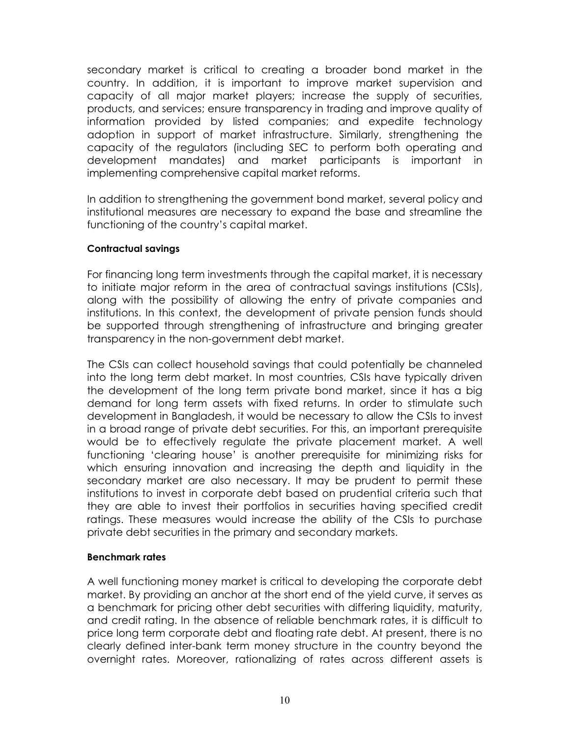secondary market is critical to creating a broader bond market in the country. In addition, it is important to improve market supervision and capacity of all major market players; increase the supply of securities, products, and services; ensure transparency in trading and improve quality of information provided by listed companies; and expedite technology adoption in support of market infrastructure. Similarly, strengthening the capacity of the regulators (including SEC to perform both operating and development mandates) and market participants is important in implementing comprehensive capital market reforms.

In addition to strengthening the government bond market, several policy and institutional measures are necessary to expand the base and streamline the functioning of the country's capital market.

**Contractual savings**

For financing long term investments through the capital market, it is necessary to initiate major reform in the area of contractual savings institutions (CSIs), along with the possibility of allowing the entry of private companies and institutions. In this context, the development of private pension funds should be supported through strengthening of infrastructure and bringing greater transparency in the non-government debt market.

The CSIs can collect household savings that could potentially be channeled into the long term debt market. In most countries, CSIs have typically driven the development of the long term private bond market, since it has a big demand for long term assets with fixed returns. In order to stimulate such development in Bangladesh, it would be necessary to allow the CSIs to invest in a broad range of private debt securities. For this, an important prerequisite would be to effectively regulate the private placement market. A well functioning 'clearing house' is another prerequisite for minimizing risks for which ensuring innovation and increasing the depth and liquidity in the secondary market are also necessary. It may be prudent to permit these institutions to invest in corporate debt based on prudential criteria such that they are able to invest their portfolios in securities having specified credit ratings. These measures would increase the ability of the CSIs to purchase private debt securities in the primary and secondary markets.

**Benchmark rates**

A well functioning money market is critical to developing the corporate debt market. By providing an anchor at the short end of the yield curve, it serves as a benchmark for pricing other debt securities with differing liquidity, maturity, and credit rating. In the absence of reliable benchmark rates, it is difficult to price long term corporate debt and floating rate debt. At present, there is no clearly defined inter-bank term money structure in the country beyond the overnight rates. Moreover, rationalizing of rates across different assets is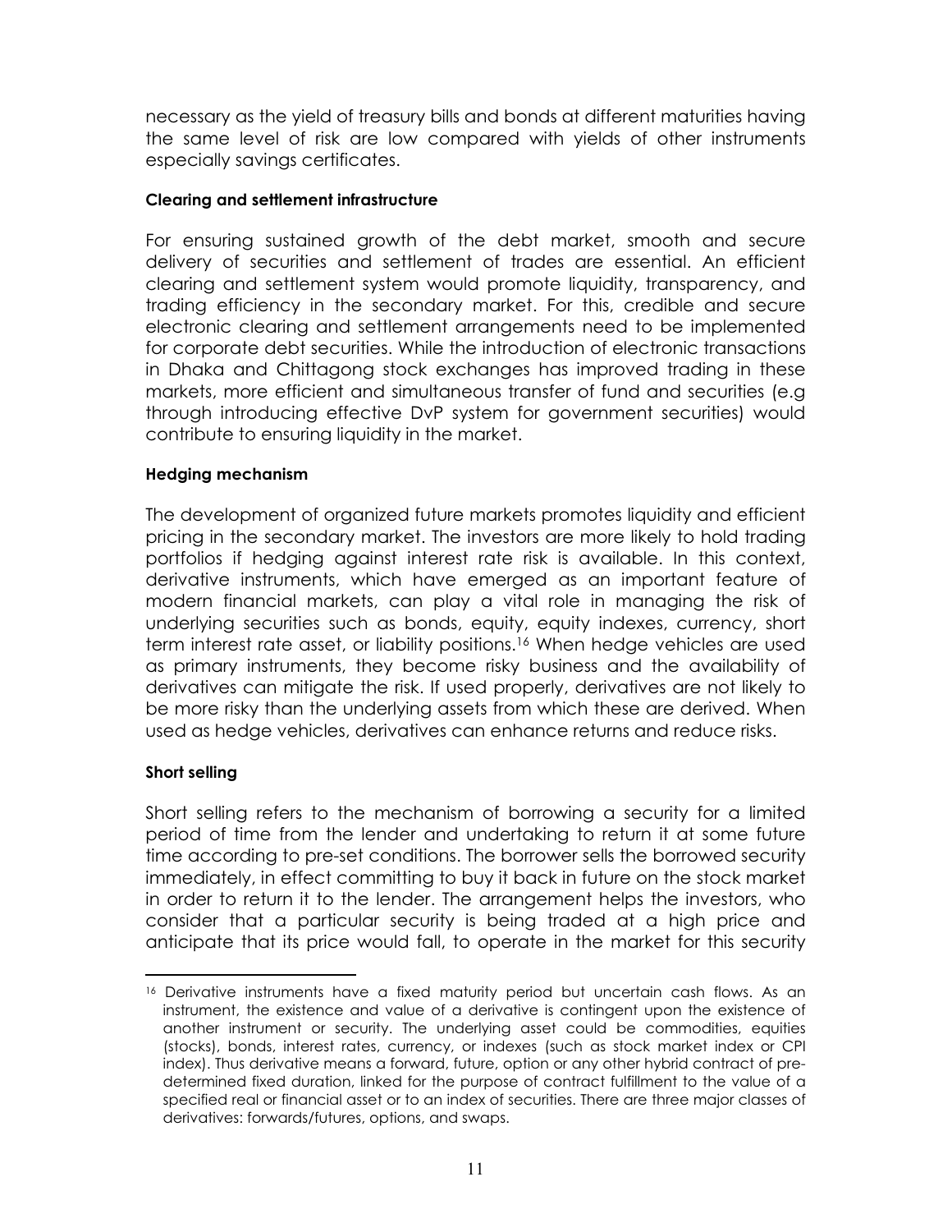necessary as the yield of treasury bills and bonds at different maturities having the same level of risk are low compared with yields of other instruments especially savings certificates.

**Clearing and settlement infrastructure**

For ensuring sustained growth of the debt market, smooth and secure delivery of securities and settlement of trades are essential. An efficient clearing and settlement system would promote liquidity, transparency, and trading efficiency in the secondary market. For this, credible and secure electronic clearing and settlement arrangements need to be implemented for corporate debt securities. While the introduction of electronic transactions in Dhaka and Chittagong stock exchanges has improved trading in these markets, more efficient and simultaneous transfer of fund and securities (e.g through introducing effective DvP system for government securities) would contribute to ensuring liquidity in the market.

**Hedging mechanism**

The development of organized future markets promotes liquidity and efficient pricing in the secondary market. The investors are more likely to hold trading portfolios if hedging against interest rate risk is available. In this context, derivative instruments, which have emerged as an important feature of modern financial markets, can play a vital role in managing the risk of underlying securities such as bonds, equity, equity indexes, currency, short term interest rate asset, or liability positions.[16] When hedge vehicles are used as primary instruments, they become risky business and the availability of derivatives can mitigate the risk. If used properly, derivatives are not likely to be more risky than the underlying assets from which these are derived. When used as hedge vehicles, derivatives can enhance returns and reduce risks.

**Short selling**

Short selling refers to the mechanism of borrowing a security for a limited period of time from the lender and undertaking to return it at some future time according to pre-set conditions. The borrower sells the borrowed security immediately, in effect committing to buy it back in future on the stock market in order to return it to the lender. The arrangement helps the investors, who consider that a particular security is being traded at a high price and anticipate that its price would fall, to operate in the market for this security

---

[16] Derivative instruments have a fixed maturity period but uncertain cash flows. As an instrument, the existence and value of a derivative is contingent upon the existence of another instrument or security. The underlying asset could be commodities, equities (stocks), bonds, interest rates, currency, or indexes (such as stock market index or CPI index). Thus derivative means a forward, future, option or any other hybrid contract of pre-determined fixed duration, linked for the purpose of contract fulfillment to the value of a specified real or financial asset or to an index of securities. There are three major classes of derivatives: forwards/futures, options, and swaps.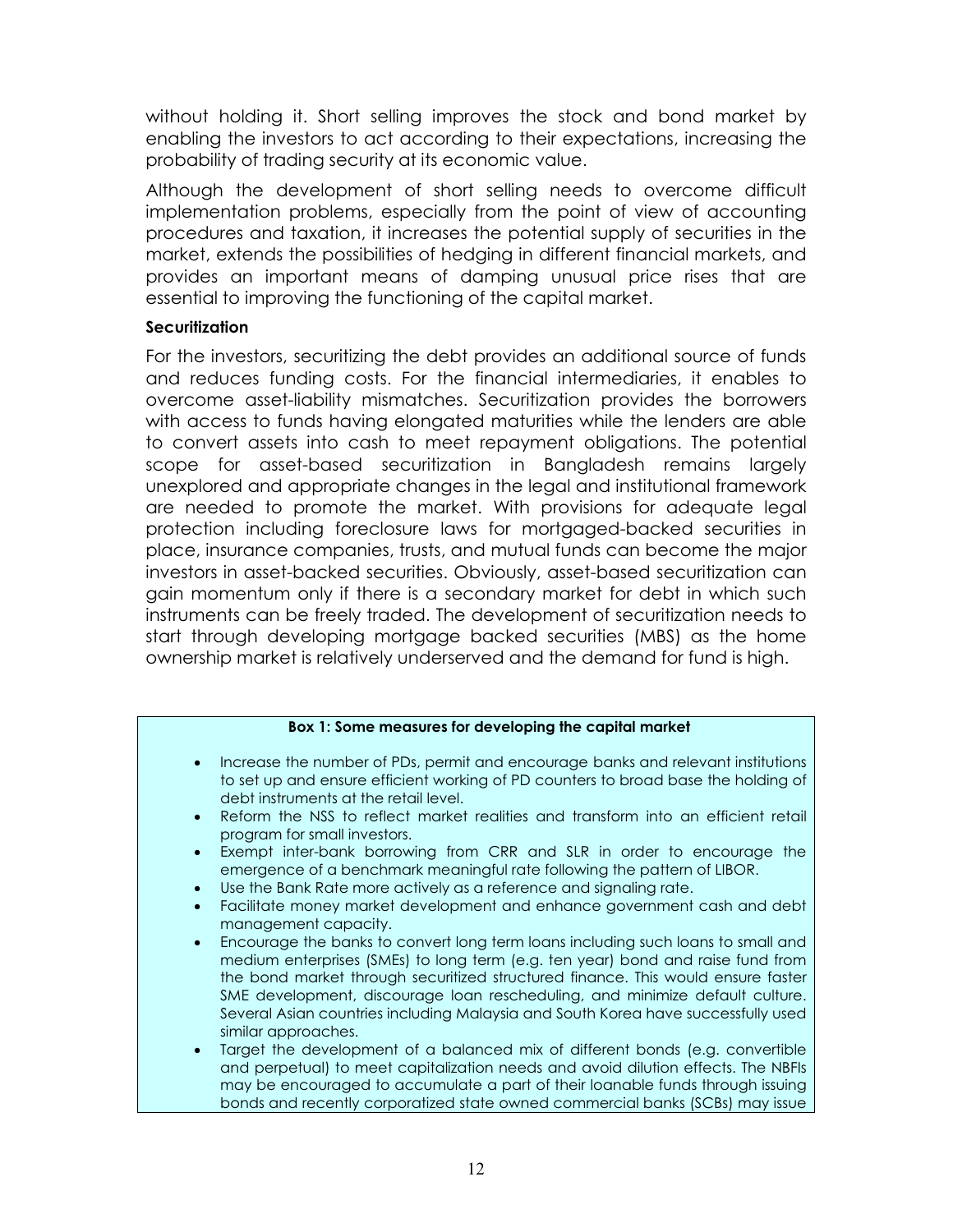without holding it. Short selling improves the stock and bond market by enabling the investors to act according to their expectations, increasing the probability of trading security at its economic value.

Although the development of short selling needs to overcome difficult implementation problems, especially from the point of view of accounting procedures and taxation, it increases the potential supply of securities in the market, extends the possibilities of hedging in different financial markets, and provides an important means of damping unusual price rises that are essential to improving the functioning of the capital market.

**Securitization**

For the investors, securitizing the debt provides an additional source of funds and reduces funding costs. For the financial intermediaries, it enables to overcome asset-liability mismatches. Securitization provides the borrowers with access to funds having elongated maturities while the lenders are able to convert assets into cash to meet repayment obligations. The potential scope for asset-based securitization in Bangladesh remains largely unexplored and appropriate changes in the legal and institutional framework are needed to promote the market. With provisions for adequate legal protection including foreclosure laws for mortgaged-backed securities in place, insurance companies, trusts, and mutual funds can become the major investors in asset-backed securities. Obviously, asset-based securitization can gain momentum only if there is a secondary market for debt in which such instruments can be freely traded. The development of securitization needs to start through developing mortgage backed securities (MBS) as the home ownership market is relatively underserved and the demand for fund is high.

**Box 1: Some measures for developing the capital market**

- Increase the number of PDs, permit and encourage banks and relevant institutions to set up and ensure efficient working of PD counters to broad base the holding of debt instruments at the retail level.
- Reform the NSS to reflect market realities and transform into an efficient retail program for small investors.
- Exempt inter-bank borrowing from CRR and SLR in order to encourage the emergence of a benchmark meaningful rate following the pattern of LIBOR.
- Use the Bank Rate more actively as a reference and signaling rate.
- Facilitate money market development and enhance government cash and debt management capacity.
- Encourage the banks to convert long term loans including such loans to small and medium enterprises (SMEs) to long term (e.g. ten year) bond and raise fund from the bond market through securitized structured finance. This would ensure faster SME development, discourage loan rescheduling, and minimize default culture. Several Asian countries including Malaysia and South Korea have successfully used similar approaches.
- Target the development of a balanced mix of different bonds (e.g. convertible and perpetual) to meet capitalization needs and avoid dilution effects. The NBFIs may be encouraged to accumulate a part of their loanable funds through issuing bonds and recently corporatized state owned commercial banks (SCBs) may issue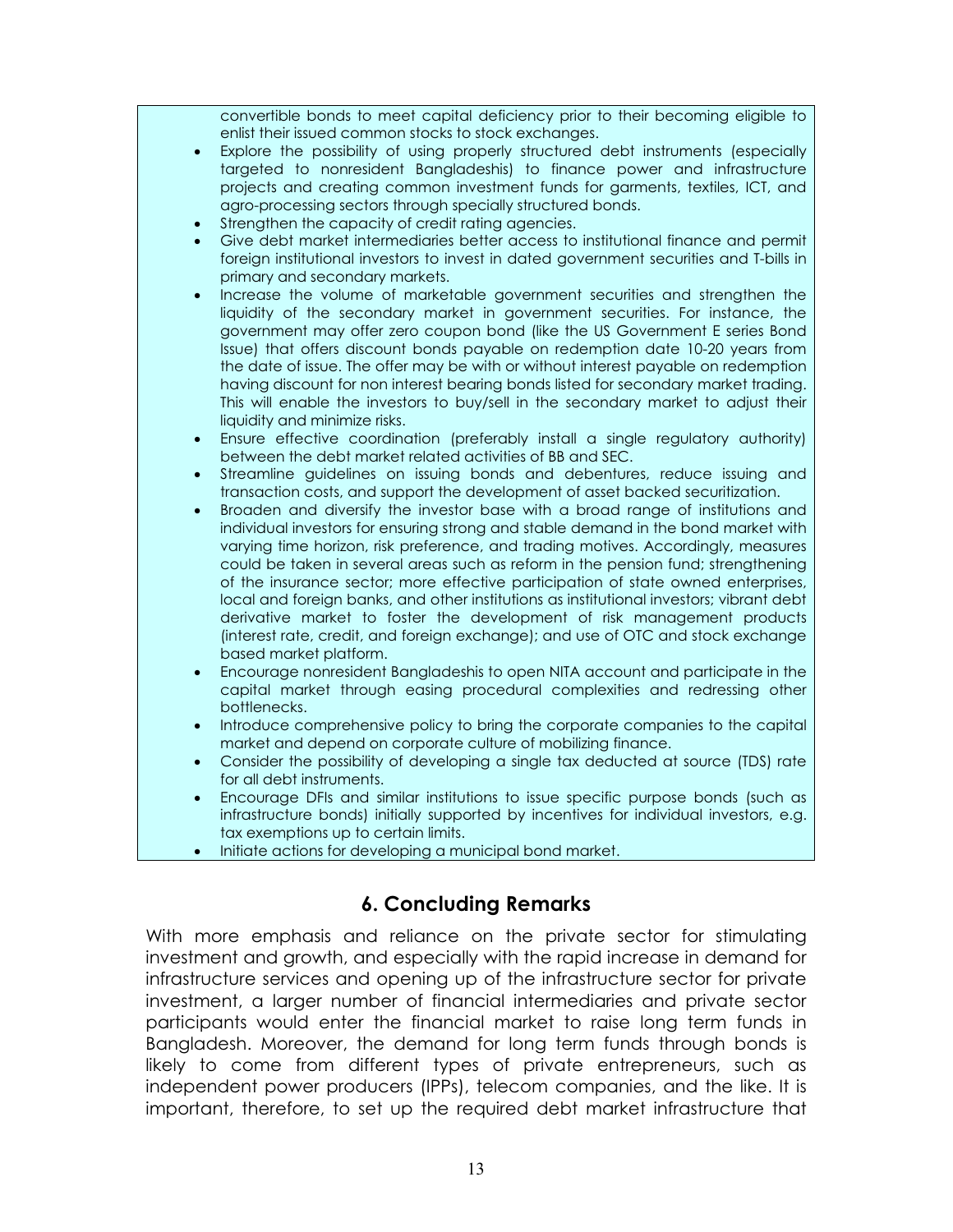convertible bonds to meet capital deficiency prior to their becoming eligible to enlist their issued common stocks to stock exchanges.

- Explore the possibility of using properly structured debt instruments (especially targeted to nonresident Bangladeshis) to finance power and infrastructure projects and creating common investment funds for garments, textiles, ICT, and agro-processing sectors through specially structured bonds.
- Strengthen the capacity of credit rating agencies.
- Give debt market intermediaries better access to institutional finance and permit foreign institutional investors to invest in dated government securities and T-bills in primary and secondary markets.
- Increase the volume of marketable government securities and strengthen the liquidity of the secondary market in government securities. For instance, the government may offer zero coupon bond (like the US Government E series Bond Issue) that offers discount bonds payable on redemption date 10-20 years from the date of issue. The offer may be with or without interest payable on redemption having discount for non interest bearing bonds listed for secondary market trading. This will enable the investors to buy/sell in the secondary market to adjust their liquidity and minimize risks.
- Ensure effective coordination (preferably install a single regulatory authority) between the debt market related activities of BB and SEC.
- Streamline guidelines on issuing bonds and debentures, reduce issuing and transaction costs, and support the development of asset backed securitization.
- Broaden and diversify the investor base with a broad range of institutions and individual investors for ensuring strong and stable demand in the bond market with varying time horizon, risk preference, and trading motives. Accordingly, measures could be taken in several areas such as reform in the pension fund; strengthening of the insurance sector; more effective participation of state owned enterprises, local and foreign banks, and other institutions as institutional investors; vibrant debt derivative market to foster the development of risk management products (interest rate, credit, and foreign exchange); and use of OTC and stock exchange based market platform.
- Encourage nonresident Bangladeshis to open NITA account and participate in the capital market through easing procedural complexities and redressing other bottlenecks.
- Introduce comprehensive policy to bring the corporate companies to the capital market and depend on corporate culture of mobilizing finance.
- Consider the possibility of developing a single tax deducted at source (TDS) rate for all debt instruments.
- Encourage DFIs and similar institutions to issue specific purpose bonds (such as infrastructure bonds) initially supported by incentives for individual investors, e.g. tax exemptions up to certain limits.
- Initiate actions for developing a municipal bond market.

## 6. Concluding Remarks

With more emphasis and reliance on the private sector for stimulating investment and growth, and especially with the rapid increase in demand for infrastructure services and opening up of the infrastructure sector for private investment, a larger number of financial intermediaries and private sector participants would enter the financial market to raise long term funds in Bangladesh. Moreover, the demand for long term funds through bonds is likely to come from different types of private entrepreneurs, such as independent power producers (IPPs), telecom companies, and the like. It is important, therefore, to set up the required debt market infrastructure that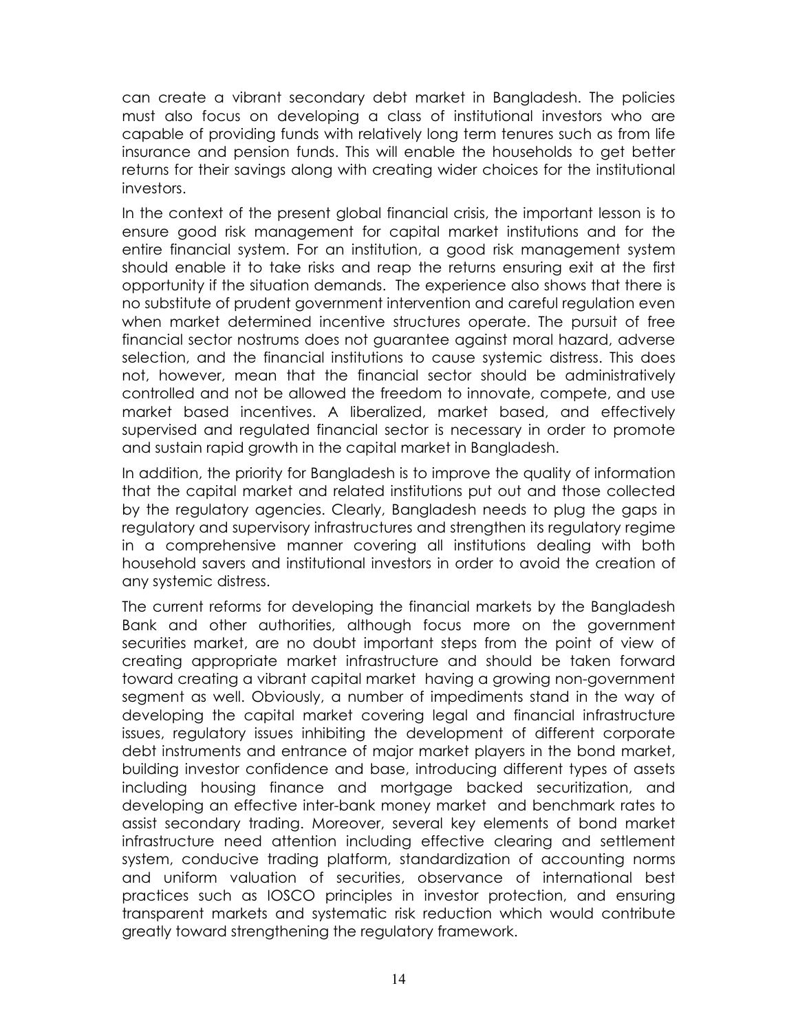can create a vibrant secondary debt market in Bangladesh. The policies must also focus on developing a class of institutional investors who are capable of providing funds with relatively long term tenures such as from life insurance and pension funds. This will enable the households to get better returns for their savings along with creating wider choices for the institutional investors.

In the context of the present global financial crisis, the important lesson is to ensure good risk management for capital market institutions and for the entire financial system. For an institution, a good risk management system should enable it to take risks and reap the returns ensuring exit at the first opportunity if the situation demands. The experience also shows that there is no substitute of prudent government intervention and careful regulation even when market determined incentive structures operate. The pursuit of free financial sector nostrums does not guarantee against moral hazard, adverse selection, and the financial institutions to cause systemic distress. This does not, however, mean that the financial sector should be administratively controlled and not be allowed the freedom to innovate, compete, and use market based incentives. A liberalized, market based, and effectively supervised and regulated financial sector is necessary in order to promote and sustain rapid growth in the capital market in Bangladesh.

In addition, the priority for Bangladesh is to improve the quality of information that the capital market and related institutions put out and those collected by the regulatory agencies. Clearly, Bangladesh needs to plug the gaps in regulatory and supervisory infrastructures and strengthen its regulatory regime in a comprehensive manner covering all institutions dealing with both household savers and institutional investors in order to avoid the creation of any systemic distress.

The current reforms for developing the financial markets by the Bangladesh Bank and other authorities, although focus more on the government securities market, are no doubt important steps from the point of view of creating appropriate market infrastructure and should be taken forward toward creating a vibrant capital market having a growing non-government segment as well. Obviously, a number of impediments stand in the way of developing the capital market covering legal and financial infrastructure issues, regulatory issues inhibiting the development of different corporate debt instruments and entrance of major market players in the bond market, building investor confidence and base, introducing different types of assets including housing finance and mortgage backed securitization, and developing an effective inter-bank money market and benchmark rates to assist secondary trading. Moreover, several key elements of bond market infrastructure need attention including effective clearing and settlement system, conducive trading platform, standardization of accounting norms and uniform valuation of securities, observance of international best practices such as IOSCO principles in investor protection, and ensuring transparent markets and systematic risk reduction which would contribute greatly toward strengthening the regulatory framework.